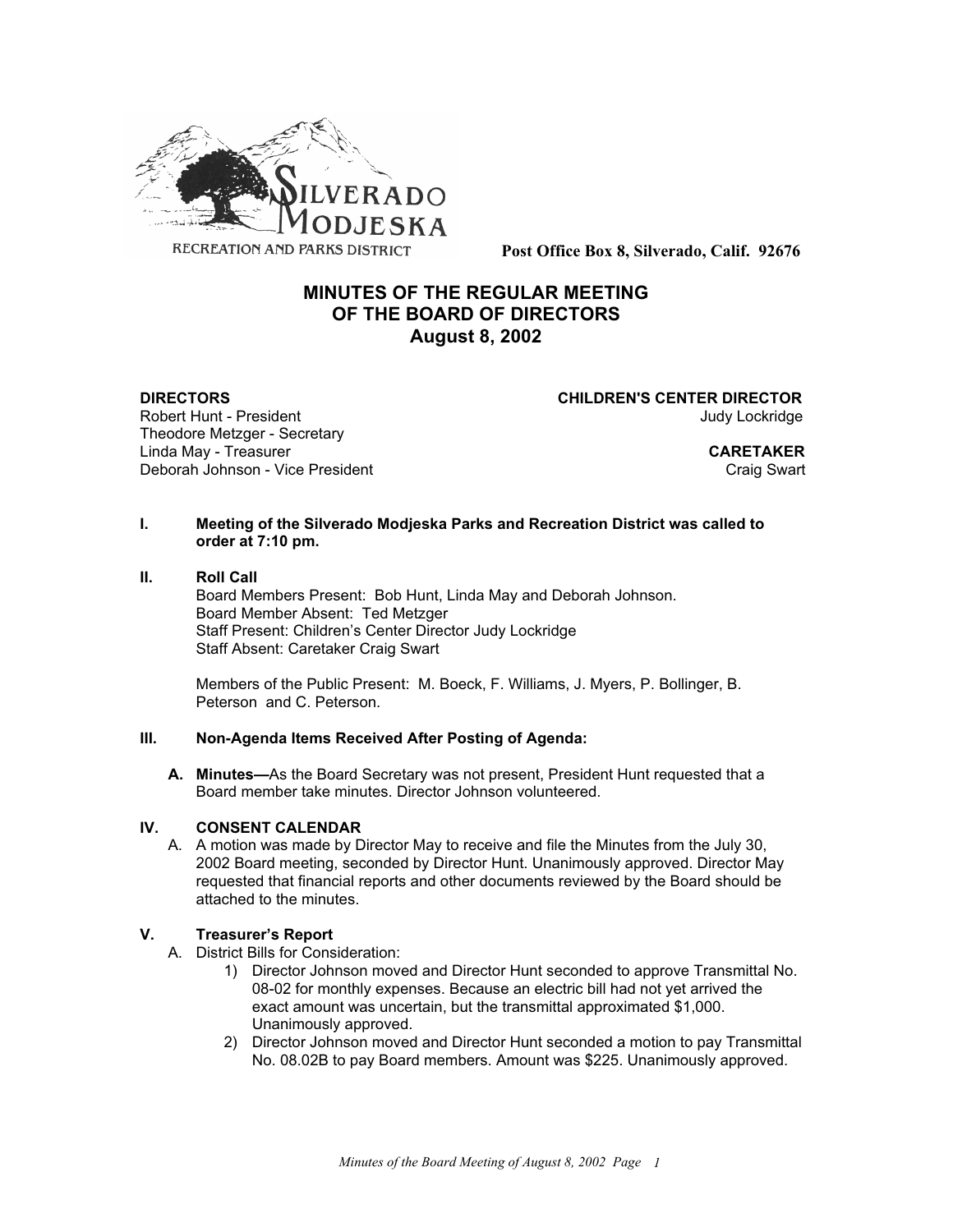SILVERADO MODJESKA

RECREATION AND PARKS DISTRICT

**Post Office Box 8, Silverado, Calif. 92676**

# MINUTES OF THE REGULAR MEETING OF THE BOARD OF DIRECTORS August 8, 2002

**DIRECTORS**
Robert Hunt - President
Theodore Metzger - Secretary
Linda May - Treasurer
Deborah Johnson - Vice President

**CHILDREN'S CENTER DIRECTOR**
Judy Lockridge

**CARETAKER**
Craig Swart

**I. Meeting of the Silverado Modjeska Parks and Recreation District was called to order at 7:10 pm.**

**II. Roll Call**

Board Members Present: Bob Hunt, Linda May and Deborah Johnson.
Board Member Absent: Ted Metzger
Staff Present: Children's Center Director Judy Lockridge
Staff Absent: Caretaker Craig Swart

Members of the Public Present: M. Boeck, F. Williams, J. Myers, P. Bollinger, B. Peterson and C. Peterson.

**III. Non-Agenda Items Received After Posting of Agenda:**

**A. Minutes—**As the Board Secretary was not present, President Hunt requested that a Board member take minutes. Director Johnson volunteered.

**IV. CONSENT CALENDAR**

A. A motion was made by Director May to receive and file the Minutes from the July 30, 2002 Board meeting, seconded by Director Hunt. Unanimously approved. Director May requested that financial reports and other documents reviewed by the Board should be attached to the minutes.

**V. Treasurer's Report**

A. District Bills for Consideration:

1) Director Johnson moved and Director Hunt seconded to approve Transmittal No. 08-02 for monthly expenses. Because an electric bill had not yet arrived the exact amount was uncertain, but the transmittal approximated $1,000. Unanimously approved.
2) Director Johnson moved and Director Hunt seconded a motion to pay Transmittal No. 08.02B to pay Board members. Amount was $225. Unanimously approved.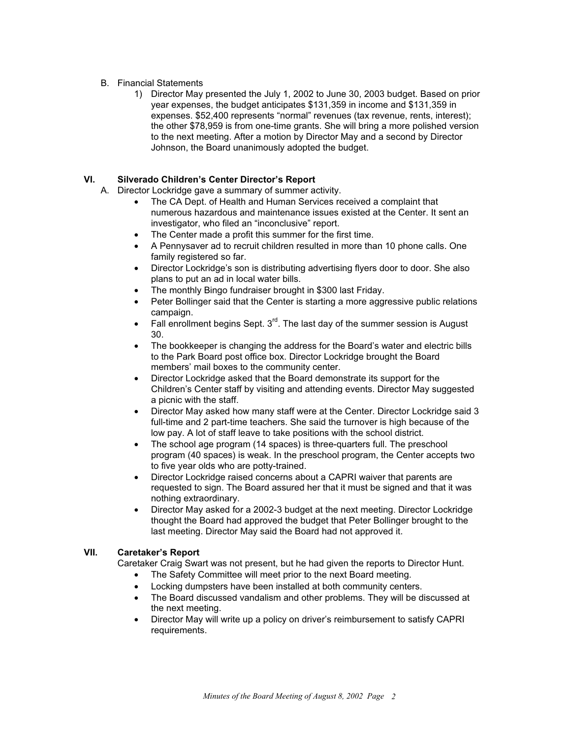B. Financial Statements

1) Director May presented the July 1, 2002 to June 30, 2003 budget. Based on prior year expenses, the budget anticipates $131,359 in income and $131,359 in expenses. $52,400 represents "normal" revenues (tax revenue, rents, interest); the other $78,959 is from one-time grants. She will bring a more polished version to the next meeting. After a motion by Director May and a second by Director Johnson, the Board unanimously adopted the budget.

## VI. Silverado Children's Center Director's Report

A. Director Lockridge gave a summary of summer activity.

- The CA Dept. of Health and Human Services received a complaint that numerous hazardous and maintenance issues existed at the Center. It sent an investigator, who filed an "inconclusive" report.
- The Center made a profit this summer for the first time.
- A Pennysaver ad to recruit children resulted in more than 10 phone calls. One family registered so far.
- Director Lockridge's son is distributing advertising flyers door to door. She also plans to put an ad in local water bills.
- The monthly Bingo fundraiser brought in $300 last Friday.
- Peter Bollinger said that the Center is starting a more aggressive public relations campaign.
- Fall enrollment begins Sept. 3rd. The last day of the summer session is August 30.
- The bookkeeper is changing the address for the Board's water and electric bills to the Park Board post office box. Director Lockridge brought the Board members' mail boxes to the community center.
- Director Lockridge asked that the Board demonstrate its support for the Children's Center staff by visiting and attending events. Director May suggested a picnic with the staff.
- Director May asked how many staff were at the Center. Director Lockridge said 3 full-time and 2 part-time teachers. She said the turnover is high because of the low pay. A lot of staff leave to take positions with the school district.
- The school age program (14 spaces) is three-quarters full. The preschool program (40 spaces) is weak. In the preschool program, the Center accepts two to five year olds who are potty-trained.
- Director Lockridge raised concerns about a CAPRI waiver that parents are requested to sign. The Board assured her that it must be signed and that it was nothing extraordinary.
- Director May asked for a 2002-3 budget at the next meeting. Director Lockridge thought the Board had approved the budget that Peter Bollinger brought to the last meeting. Director May said the Board had not approved it.

## VII. Caretaker's Report

Caretaker Craig Swart was not present, but he had given the reports to Director Hunt.

- The Safety Committee will meet prior to the next Board meeting.
- Locking dumpsters have been installed at both community centers.
- The Board discussed vandalism and other problems. They will be discussed at the next meeting.
- Director May will write up a policy on driver's reimbursement to satisfy CAPRI requirements.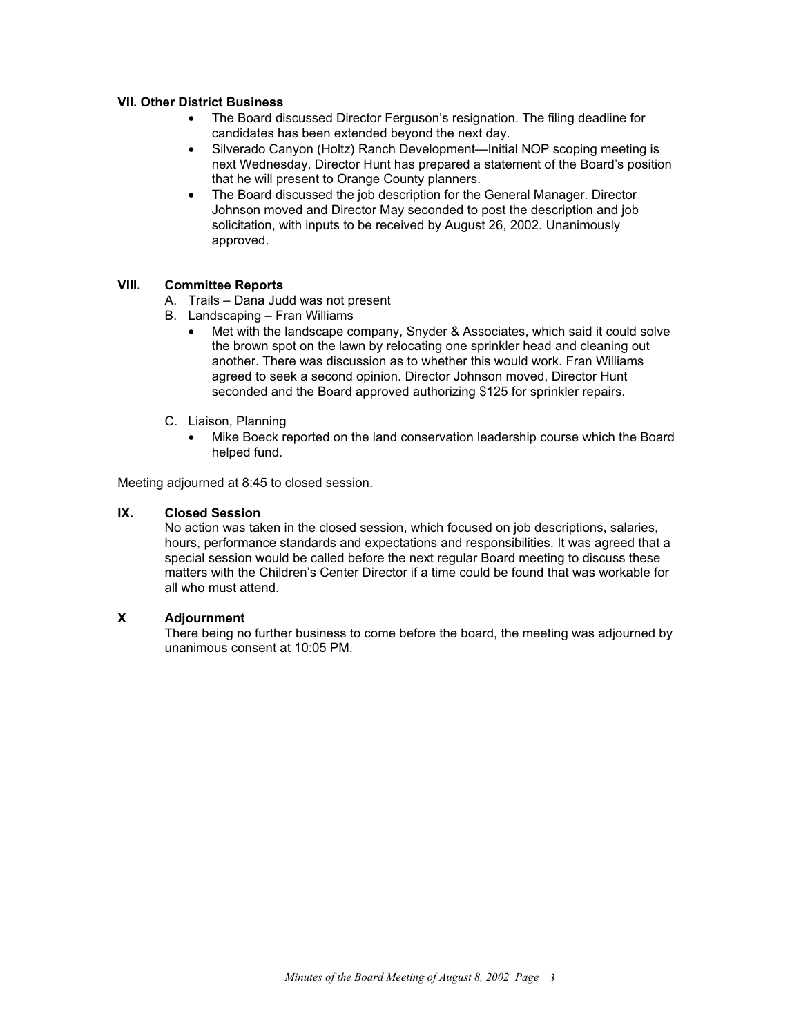**VII. Other District Business**

- The Board discussed Director Ferguson's resignation. The filing deadline for candidates has been extended beyond the next day.
- Silverado Canyon (Holtz) Ranch Development—Initial NOP scoping meeting is next Wednesday. Director Hunt has prepared a statement of the Board's position that he will present to Orange County planners.
- The Board discussed the job description for the General Manager. Director Johnson moved and Director May seconded to post the description and job solicitation, with inputs to be received by August 26, 2002. Unanimously approved.

**VIII. Committee Reports**

A. Trails – Dana Judd was not present

B. Landscaping – Fran Williams

- Met with the landscape company, Snyder & Associates, which said it could solve the brown spot on the lawn by relocating one sprinkler head and cleaning out another. There was discussion as to whether this would work. Fran Williams agreed to seek a second opinion. Director Johnson moved, Director Hunt seconded and the Board approved authorizing $125 for sprinkler repairs.

C. Liaison, Planning

- Mike Boeck reported on the land conservation leadership course which the Board helped fund.

Meeting adjourned at 8:45 to closed session.

**IX. Closed Session**

No action was taken in the closed session, which focused on job descriptions, salaries, hours, performance standards and expectations and responsibilities. It was agreed that a special session would be called before the next regular Board meeting to discuss these matters with the Children's Center Director if a time could be found that was workable for all who must attend.

**X Adjournment**

There being no further business to come before the board, the meeting was adjourned by unanimous consent at 10:05 PM.